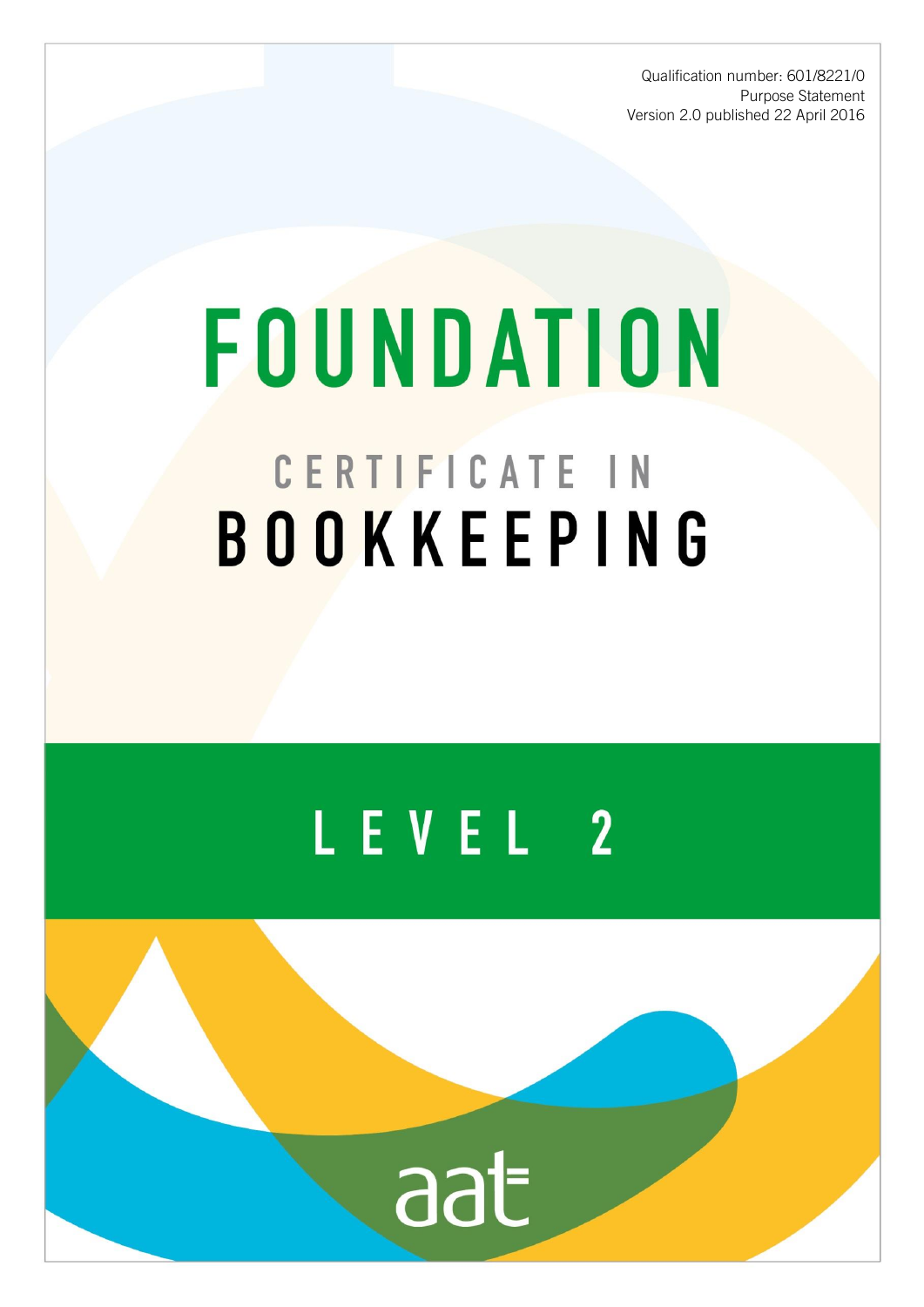Qualification number: 601/8221/0
Purpose Statement
Version 2.0 published 22 April 2016

# FOUNDATION

## CERTIFICATE IN BOOKKEEPING

## LEVEL 2

aat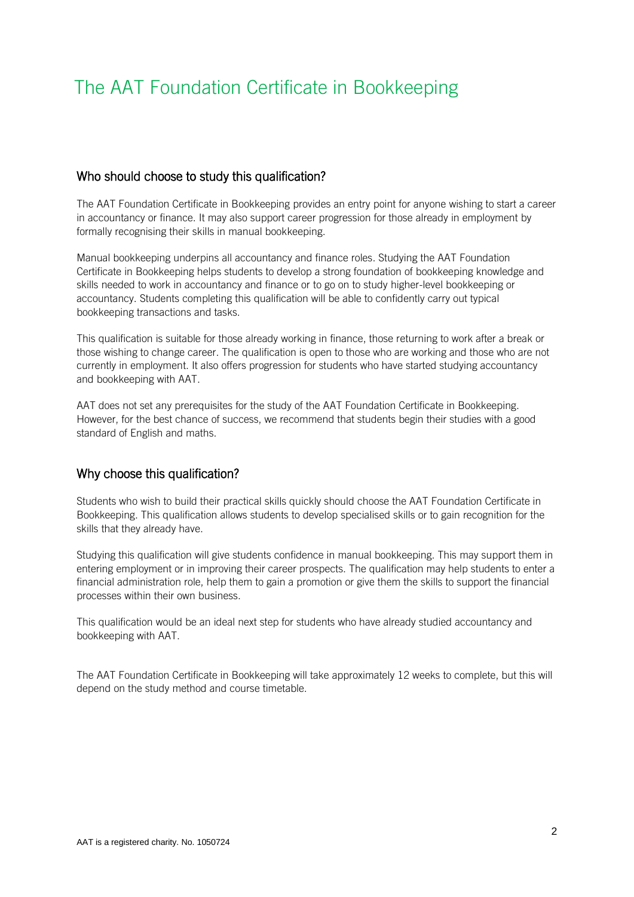# The AAT Foundation Certificate in Bookkeeping

## Who should choose to study this qualification?

The AAT Foundation Certificate in Bookkeeping provides an entry point for anyone wishing to start a career in accountancy or finance. It may also support career progression for those already in employment by formally recognising their skills in manual bookkeeping.

Manual bookkeeping underpins all accountancy and finance roles. Studying the AAT Foundation Certificate in Bookkeeping helps students to develop a strong foundation of bookkeeping knowledge and skills needed to work in accountancy and finance or to go on to study higher-level bookkeeping or accountancy. Students completing this qualification will be able to confidently carry out typical bookkeeping transactions and tasks.

This qualification is suitable for those already working in finance, those returning to work after a break or those wishing to change career. The qualification is open to those who are working and those who are not currently in employment. It also offers progression for students who have started studying accountancy and bookkeeping with AAT.

AAT does not set any prerequisites for the study of the AAT Foundation Certificate in Bookkeeping. However, for the best chance of success, we recommend that students begin their studies with a good standard of English and maths.

## Why choose this qualification?

Students who wish to build their practical skills quickly should choose the AAT Foundation Certificate in Bookkeeping. This qualification allows students to develop specialised skills or to gain recognition for the skills that they already have.

Studying this qualification will give students confidence in manual bookkeeping. This may support them in entering employment or in improving their career prospects. The qualification may help students to enter a financial administration role, help them to gain a promotion or give them the skills to support the financial processes within their own business.

This qualification would be an ideal next step for students who have already studied accountancy and bookkeeping with AAT.

The AAT Foundation Certificate in Bookkeeping will take approximately 12 weeks to complete, but this will depend on the study method and course timetable.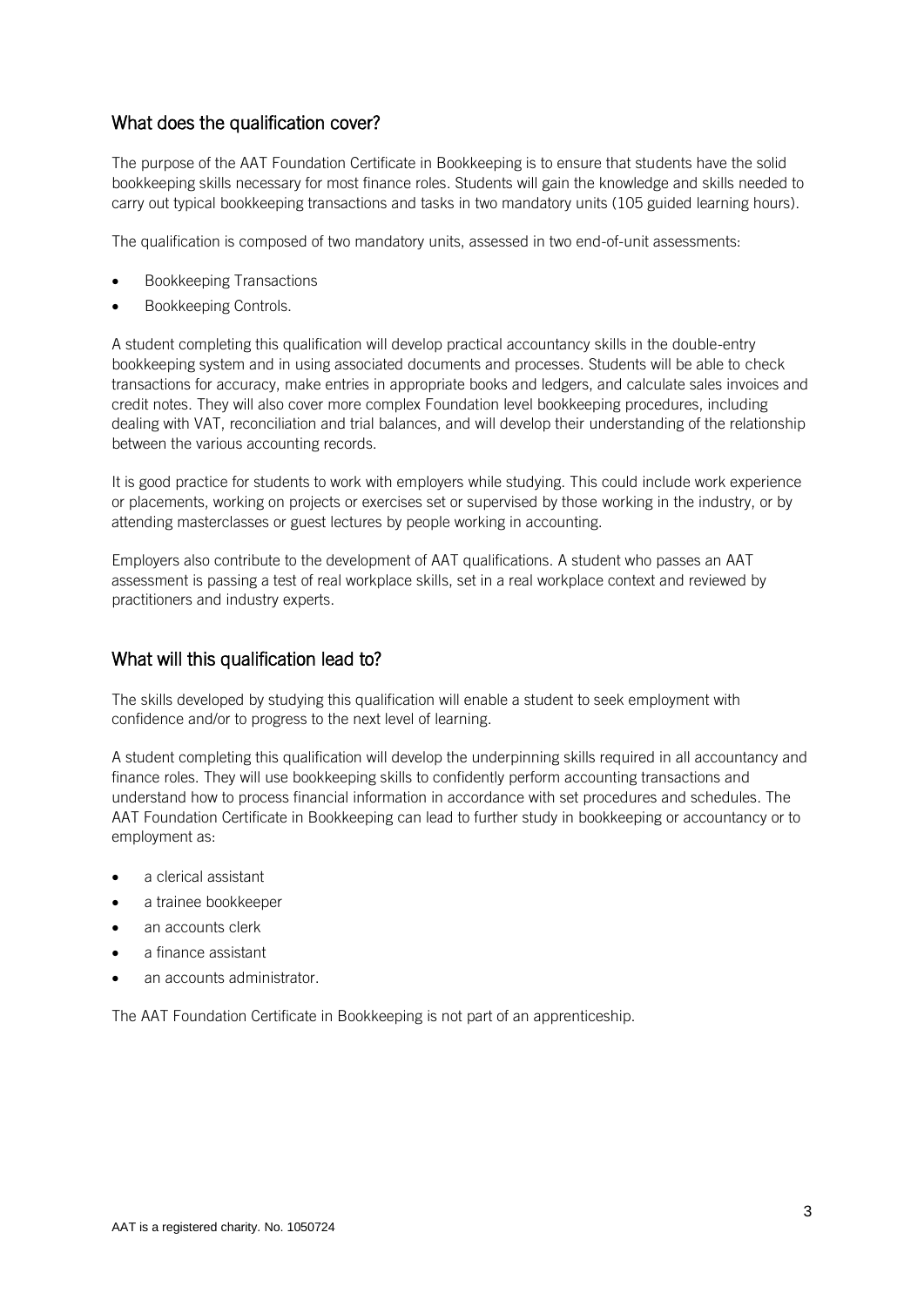## What does the qualification cover?

The purpose of the AAT Foundation Certificate in Bookkeeping is to ensure that students have the solid bookkeeping skills necessary for most finance roles. Students will gain the knowledge and skills needed to carry out typical bookkeeping transactions and tasks in two mandatory units (105 guided learning hours).

The qualification is composed of two mandatory units, assessed in two end-of-unit assessments:

- Bookkeeping Transactions
- Bookkeeping Controls.

A student completing this qualification will develop practical accountancy skills in the double-entry bookkeeping system and in using associated documents and processes. Students will be able to check transactions for accuracy, make entries in appropriate books and ledgers, and calculate sales invoices and credit notes. They will also cover more complex Foundation level bookkeeping procedures, including dealing with VAT, reconciliation and trial balances, and will develop their understanding of the relationship between the various accounting records.

It is good practice for students to work with employers while studying. This could include work experience or placements, working on projects or exercises set or supervised by those working in the industry, or by attending masterclasses or guest lectures by people working in accounting.

Employers also contribute to the development of AAT qualifications. A student who passes an AAT assessment is passing a test of real workplace skills, set in a real workplace context and reviewed by practitioners and industry experts.

## What will this qualification lead to?

The skills developed by studying this qualification will enable a student to seek employment with confidence and/or to progress to the next level of learning.

A student completing this qualification will develop the underpinning skills required in all accountancy and finance roles. They will use bookkeeping skills to confidently perform accounting transactions and understand how to process financial information in accordance with set procedures and schedules. The AAT Foundation Certificate in Bookkeeping can lead to further study in bookkeeping or accountancy or to employment as:

- a clerical assistant
- a trainee bookkeeper
- an accounts clerk
- a finance assistant
- an accounts administrator.

The AAT Foundation Certificate in Bookkeeping is not part of an apprenticeship.

AAT is a registered charity. No. 1050724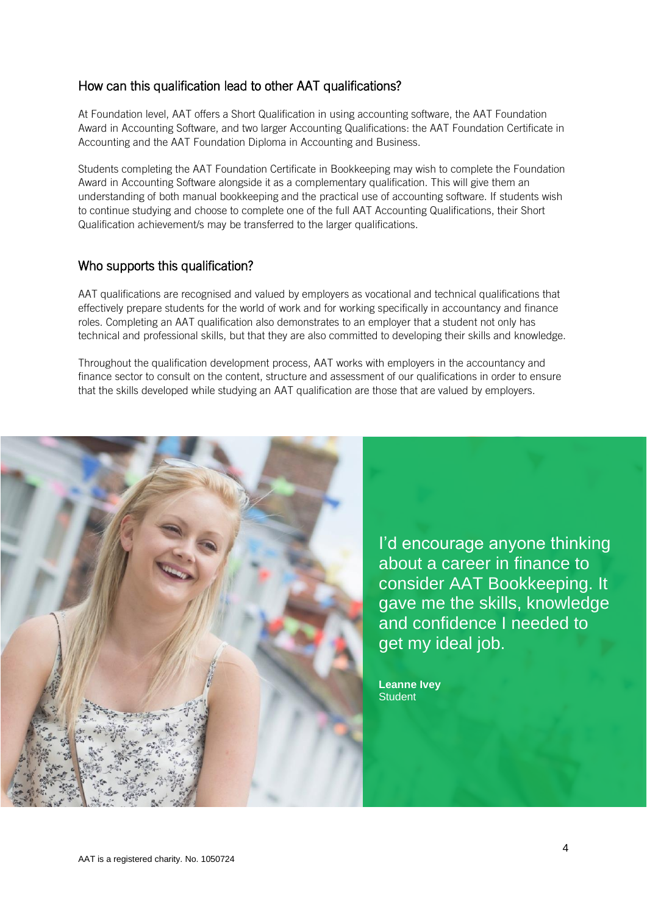## How can this qualification lead to other AAT qualifications?

At Foundation level, AAT offers a Short Qualification in using accounting software, the AAT Foundation Award in Accounting Software, and two larger Accounting Qualifications: the AAT Foundation Certificate in Accounting and the AAT Foundation Diploma in Accounting and Business.

Students completing the AAT Foundation Certificate in Bookkeeping may wish to complete the Foundation Award in Accounting Software alongside it as a complementary qualification. This will give them an understanding of both manual bookkeeping and the practical use of accounting software. If students wish to continue studying and choose to complete one of the full AAT Accounting Qualifications, their Short Qualification achievement/s may be transferred to the larger qualifications.

## Who supports this qualification?

AAT qualifications are recognised and valued by employers as vocational and technical qualifications that effectively prepare students for the world of work and for working specifically in accountancy and finance roles. Completing an AAT qualification also demonstrates to an employer that a student not only has technical and professional skills, but that they are also committed to developing their skills and knowledge.

Throughout the qualification development process, AAT works with employers in the accountancy and finance sector to consult on the content, structure and assessment of our qualifications in order to ensure that the skills developed while studying an AAT qualification are those that are valued by employers.

> I'd encourage anyone thinking about a career in finance to consider AAT Bookkeeping. It gave me the skills, knowledge and confidence I needed to get my ideal job.
>
> **Leanne Ivey**
> Student

AAT is a registered charity. No. 1050724